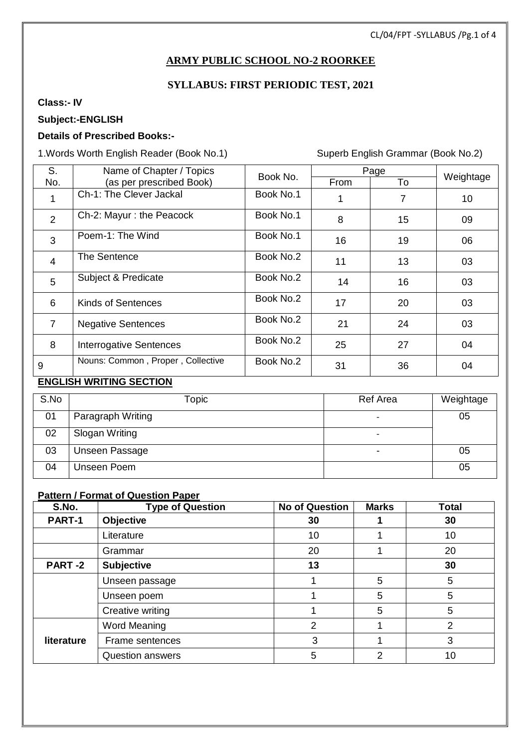# ARMY PUBLIC SCHOOL NO-2 ROORKEE

## SYLLABUS: FIRST PERIODIC TEST, 2021

**Class:- IV**

**Subject:-ENGLISH**

**Details of Prescribed Books:-**

1.Words Worth English Reader (Book No.1) Superb English Grammar (Book No.2)

| S. No. | Name of Chapter / Topics (as per prescribed Book) | Book No. | Page | | Weightage |
|---|---|---|---|---|---|
| | | | From | To | |
| 1 | Ch-1: The Clever Jackal | Book No.1 | 1 | 7 | 10 |
| 2 | Ch-2: Mayur : the Peacock | Book No.1 | 8 | 15 | 09 |
| 3 | Poem-1: The Wind | Book No.1 | 16 | 19 | 06 |
| 4 | The Sentence | Book No.2 | 11 | 13 | 03 |
| 5 | Subject & Predicate | Book No.2 | 14 | 16 | 03 |
| 6 | Kinds of Sentences | Book No.2 | 17 | 20 | 03 |
| 7 | Negative Sentences | Book No.2 | 21 | 24 | 03 |
| 8 | Interrogative Sentences | Book No.2 | 25 | 27 | 04 |
| 9 | Nouns: Common , Proper , Collective | Book No.2 | 31 | 36 | 04 |

**ENGLISH WRITING SECTION**

| S.No | Topic | Ref Area | Weightage |
|---|---|---|---|
| 01 | Paragraph Writing | - | 05 |
| 02 | Slogan Writing | - | |
| 03 | Unseen Passage | - | 05 |
| 04 | Unseen Poem | | 05 |

**Pattern / Format of Question Paper**

| S.No. | Type of Question | No of Question | Marks | Total |
|---|---|---|---|---|
| **PART-1** | **Objective** | **30** | **1** | **30** |
| | Literature | 10 | 1 | 10 |
| | Grammar | 20 | 1 | 20 |
| **PART -2** | **Subjective** | **13** | | **30** |
| | Unseen passage | 1 | 5 | 5 |
| | Unseen poem | 1 | 5 | 5 |
| | Creative writing | 1 | 5 | 5 |
| **literature** | Word Meaning | 2 | 1 | 2 |
| | Frame sentences | 3 | 1 | 3 |
| | Question answers | 5 | 2 | 10 |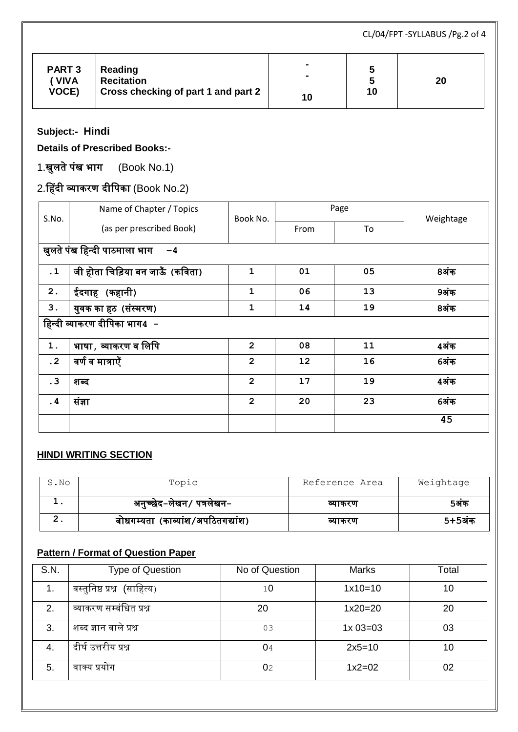| PART 3 ( VIVA VOCE) | Reading<br>Recitation<br>Cross checking of part 1 and part 2 | -<br>-<br>10 | 5<br>5<br>10 | 20 |
|---|---|---|---|---|

**Subject:- Hindi**

**Details of Prescribed Books:-**

1.**खुलते पंख भाग** (Book No.1)

2.**हिंदी व्याकरण दीपिका** (Book No.2)

| S.No. | Name of Chapter / Topics (as per prescribed Book) | Book No. | Page | | Weightage |
|---|---|---|---|---|---|
| | | | From | To | |
| खुलते पंख हिन्दी पाठमाला भाग -4 | | | | | |
| .1 | जी होता चिड़िया बन जाऊँ (कविता) | 1 | 01 | 05 | 8अंक |
| 2. | ईदगाह (कहानी) | 1 | 06 | 13 | 9अंक |
| 3. | युवक का हठ (संस्मरण) | 1 | 14 | 19 | 8अंक |
| हिन्दी व्याकरण दीपिका भाग4 - | | | | | |
| 1. | भाषा, व्याकरण व लिपि | 2 | 08 | 11 | 4अंक |
| .2 | वर्ण व मात्राएँ | 2 | 12 | 16 | 6अंक |
| .3 | शब्द | 2 | 17 | 19 | 4अंक |
| .4 | संज्ञा | 2 | 20 | 23 | 6अंक |
| | | | | | 45 |

**HINDI WRITING SECTION**

| S.No | Topic | Reference Area | Weightage |
|---|---|---|---|
| 1. | अनुच्छेद-लेखन/ पत्रलेखन- | व्याकरण | 5अंक |
| 2. | बोधगम्यता (काव्यांश/अपठितगद्यांश) | व्याकरण | 5+5अंक |

**Pattern / Format of Question Paper**

| S.N. | Type of Question | No of Question | Marks | Total |
|---|---|---|---|---|
| 1. | वस्तुनिष्ठ प्रश्न (साहित्य) | 10 | 1x10=10 | 10 |
| 2. | व्याकरण सम्बंधित प्रश्न | 20 | 1x20=20 | 20 |
| 3. | शब्द ज्ञान वाले प्रश्न | 03 | 1x 03=03 | 03 |
| 4. | दीर्घ उत्तरीय प्रश्न | 04 | 2x5=10 | 10 |
| 5. | वाक्य प्रयोग | 02 | 1x2=02 | 02 |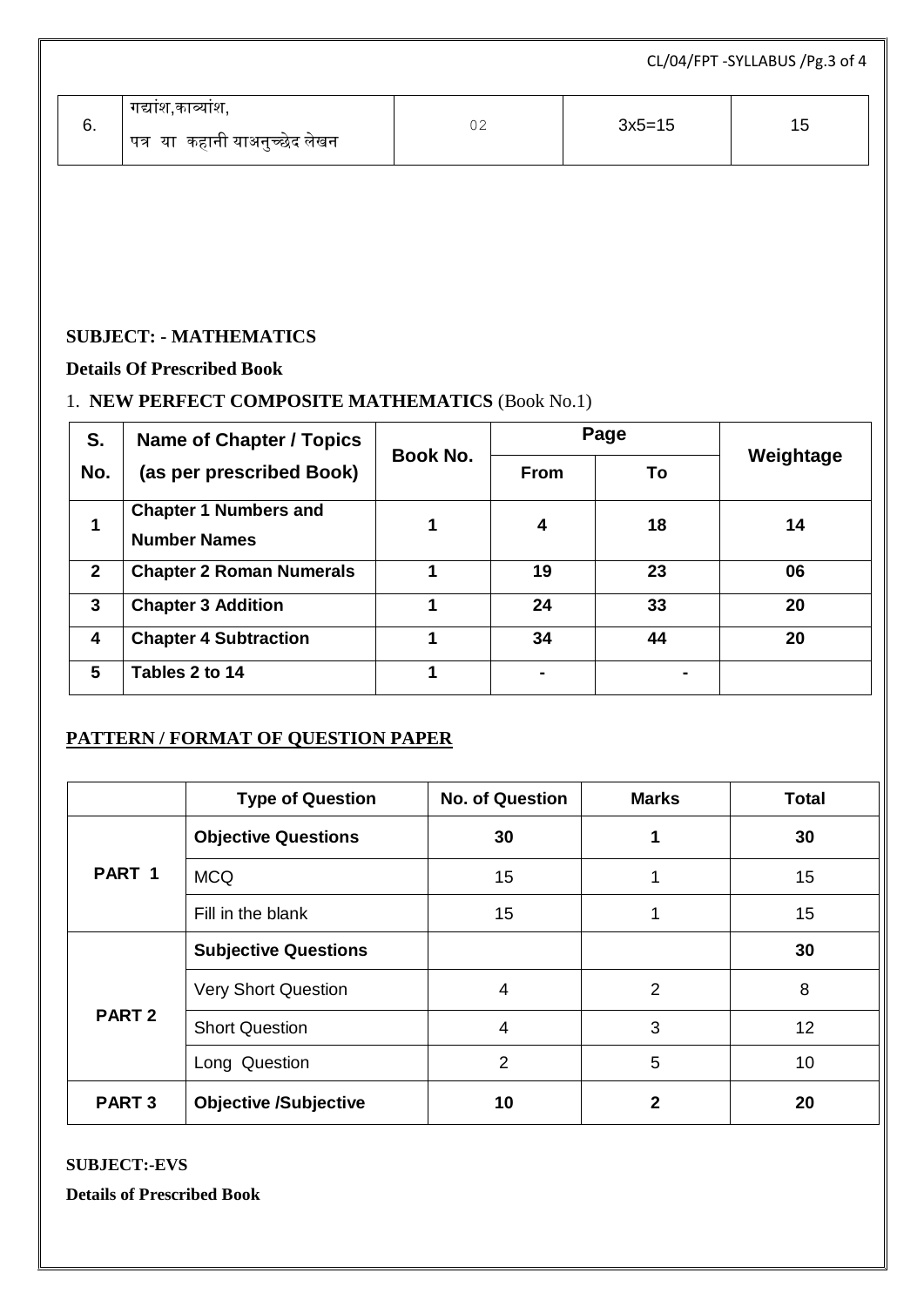| 6. | गद्यांश,काव्यांश, पत्र या कहानी याअनुच्छेद लेखन | 02 | 3x5=15 | 15 |
|---|---|---|---|---|

**SUBJECT: - MATHEMATICS**

**Details Of Prescribed Book**

1. **NEW PERFECT COMPOSITE MATHEMATICS** (Book No.1)

| S. No. | Name of Chapter / Topics (as per prescribed Book) | Book No. | Page | | Weightage |
|---|---|---|---|---|---|
| | | | From | To | |
| 1 | Chapter 1 Numbers and Number Names | 1 | 4 | 18 | 14 |
| 2 | Chapter 2 Roman Numerals | 1 | 19 | 23 | 06 |
| 3 | Chapter 3 Addition | 1 | 24 | 33 | 20 |
| 4 | Chapter 4 Subtraction | 1 | 34 | 44 | 20 |
| 5 | Tables 2 to 14 | 1 | - | - | |

**PATTERN / FORMAT OF QUESTION PAPER**

| | Type of Question | No. of Question | Marks | Total |
|---|---|---|---|---|
| PART 1 | **Objective Questions** | **30** | **1** | **30** |
| | MCQ | 15 | 1 | 15 |
| | Fill in the blank | 15 | 1 | 15 |
| PART 2 | **Subjective Questions** | | | **30** |
| | Very Short Question | 4 | 2 | 8 |
| | Short Question | 4 | 3 | 12 |
| | Long Question | 2 | 5 | 10 |
| PART 3 | **Objective /Subjective** | **10** | **2** | **20** |

**SUBJECT:-EVS**

**Details of Prescribed Book**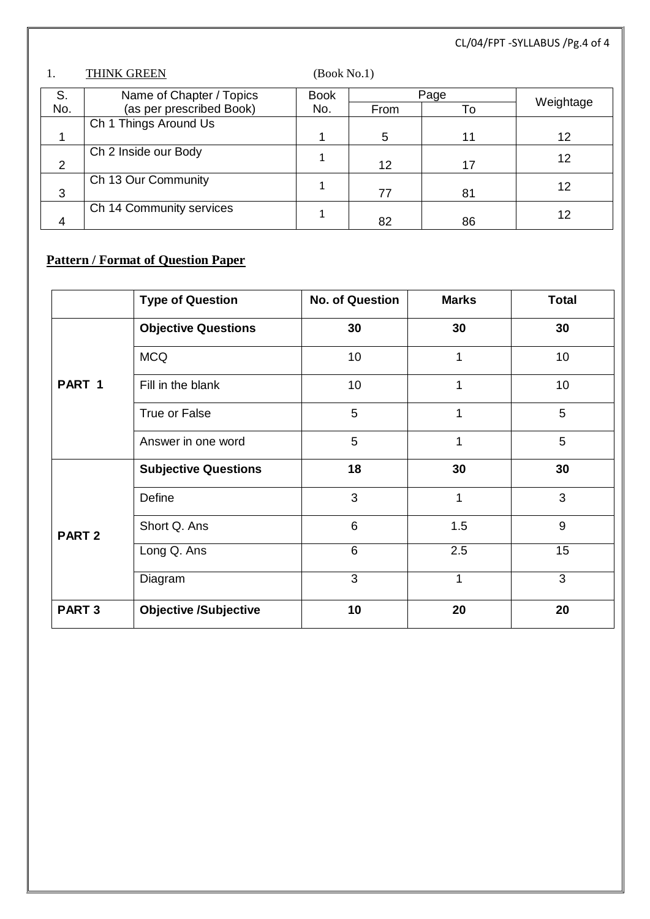1. THINK GREEN (Book No.1)

| S. No. | Name of Chapter / Topics (as per prescribed Book) | Book No. | Page | | Weightage |
|---|---|---|---|---|---|
| | | | From | To | |
| 1 | Ch 1 Things Around Us | 1 | 5 | 11 | 12 |
| 2 | Ch 2 Inside our Body | 1 | 12 | 17 | 12 |
| 3 | Ch 13 Our Community | 1 | 77 | 81 | 12 |
| 4 | Ch 14 Community services | 1 | 82 | 86 | 12 |

**Pattern / Format of Question Paper**

| | Type of Question | No. of Question | Marks | Total |
|---|---|---|---|---|
| PART 1 | **Objective Questions** | **30** | **30** | **30** |
| | MCQ | 10 | 1 | 10 |
| | Fill in the blank | 10 | 1 | 10 |
| | True or False | 5 | 1 | 5 |
| | Answer in one word | 5 | 1 | 5 |
| PART 2 | **Subjective Questions** | **18** | **30** | **30** |
| | Define | 3 | 1 | 3 |
| | Short Q. Ans | 6 | 1.5 | 9 |
| | Long Q. Ans | 6 | 2.5 | 15 |
| | Diagram | 3 | 1 | 3 |
| PART 3 | **Objective /Subjective** | **10** | **20** | **20** |